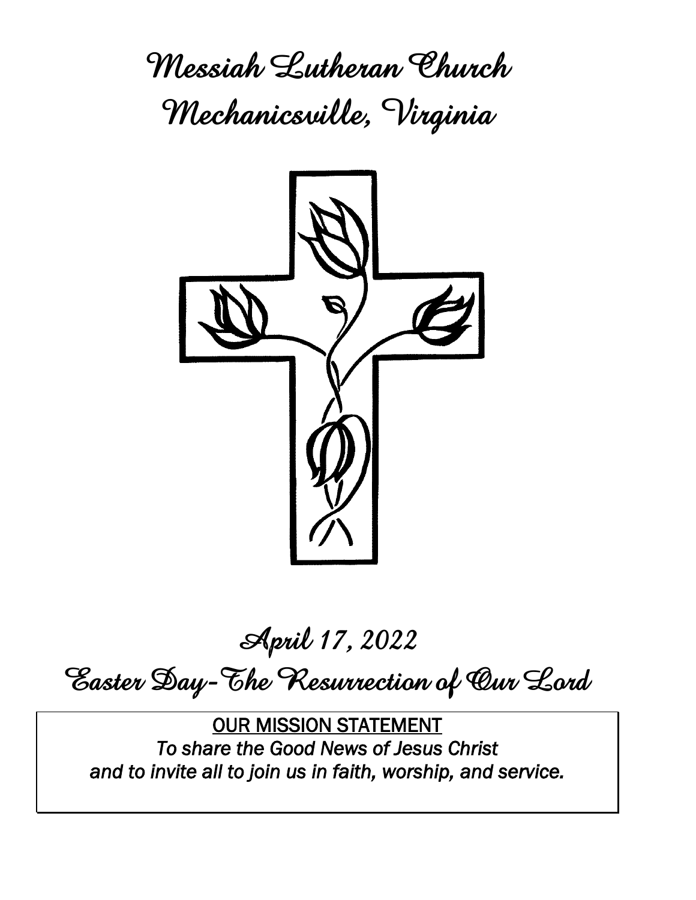# Messiah Lutheran Church
# Mechanicsville, Virginia

## April 17, 2022
## Easter Day-The Resurrection of Our Lord

OUR MISSION STATEMENT

*To share the Good News of Jesus Christ and to invite all to join us in faith, worship, and service.*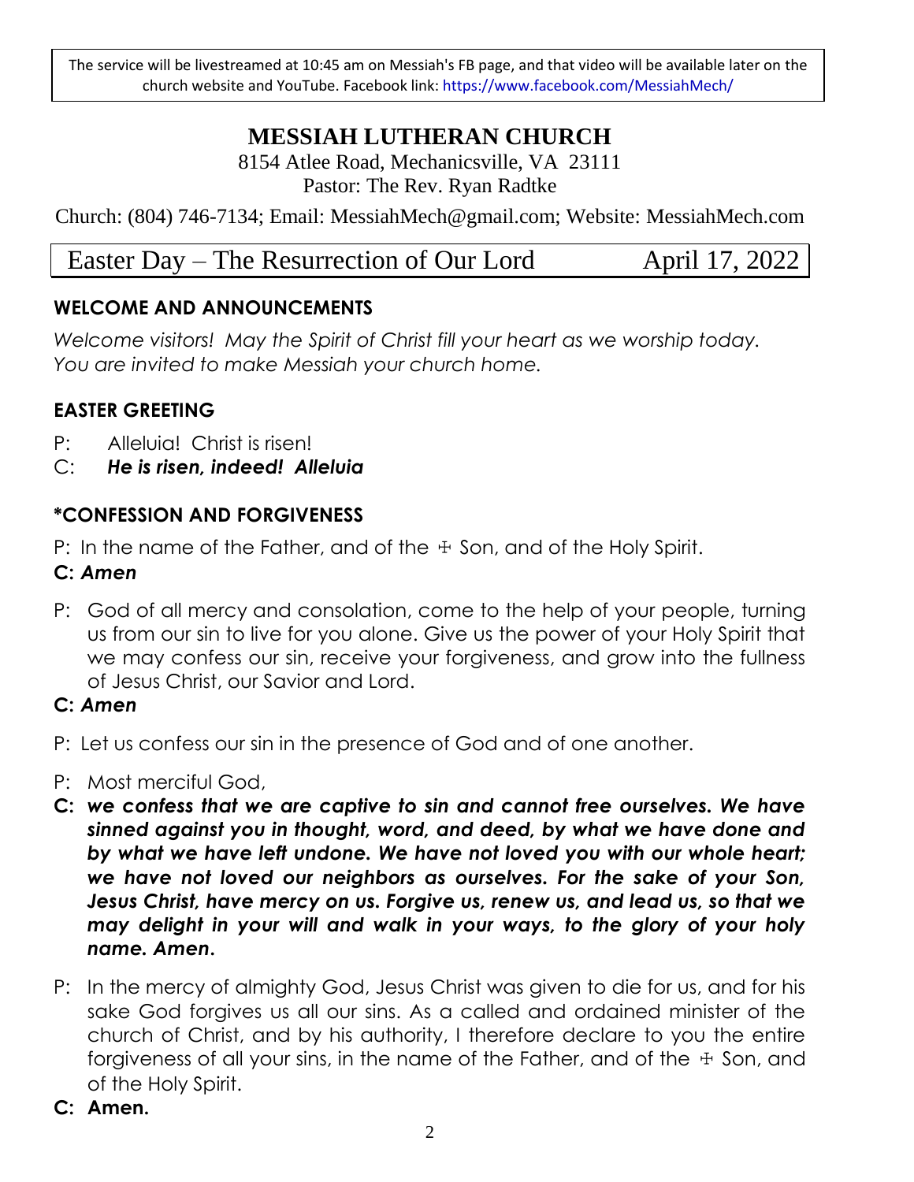The service will be livestreamed at 10:45 am on Messiah's FB page, and that video will be available later on the church website and YouTube. Facebook link: https://www.facebook.com/MessiahMech/

# MESSIAH LUTHERAN CHURCH

8154 Atlee Road, Mechanicsville, VA 23111
Pastor: The Rev. Ryan Radtke

Church: (804) 746-7134; Email: MessiahMech@gmail.com; Website: MessiahMech.com

## Easter Day – The Resurrection of Our Lord — April 17, 2022

### WELCOME AND ANNOUNCEMENTS

*Welcome visitors! May the Spirit of Christ fill your heart as we worship today. You are invited to make Messiah your church home.*

### EASTER GREETING

P: Alleluia! Christ is risen!
C: ***He is risen, indeed! Alleluia***

### *CONFESSION AND FORGIVENESS

P: In the name of the Father, and of the ☩ Son, and of the Holy Spirit.
**C: *Amen***

P: God of all mercy and consolation, come to the help of your people, turning us from our sin to live for you alone. Give us the power of your Holy Spirit that we may confess our sin, receive your forgiveness, and grow into the fullness of Jesus Christ, our Savior and Lord.
**C: *Amen***

P: Let us confess our sin in the presence of God and of one another.

P: Most merciful God,
**C: *we confess that we are captive to sin and cannot free ourselves. We have sinned against you in thought, word, and deed, by what we have done and by what we have left undone. We have not loved you with our whole heart; we have not loved our neighbors as ourselves. For the sake of your Son, Jesus Christ, have mercy on us. Forgive us, renew us, and lead us, so that we may delight in your will and walk in your ways, to the glory of your holy name. Amen.***

P: In the mercy of almighty God, Jesus Christ was given to die for us, and for his sake God forgives us all our sins. As a called and ordained minister of the church of Christ, and by his authority, I therefore declare to you the entire forgiveness of all your sins, in the name of the Father, and of the ☩ Son, and of the Holy Spirit.
**C: Amen.**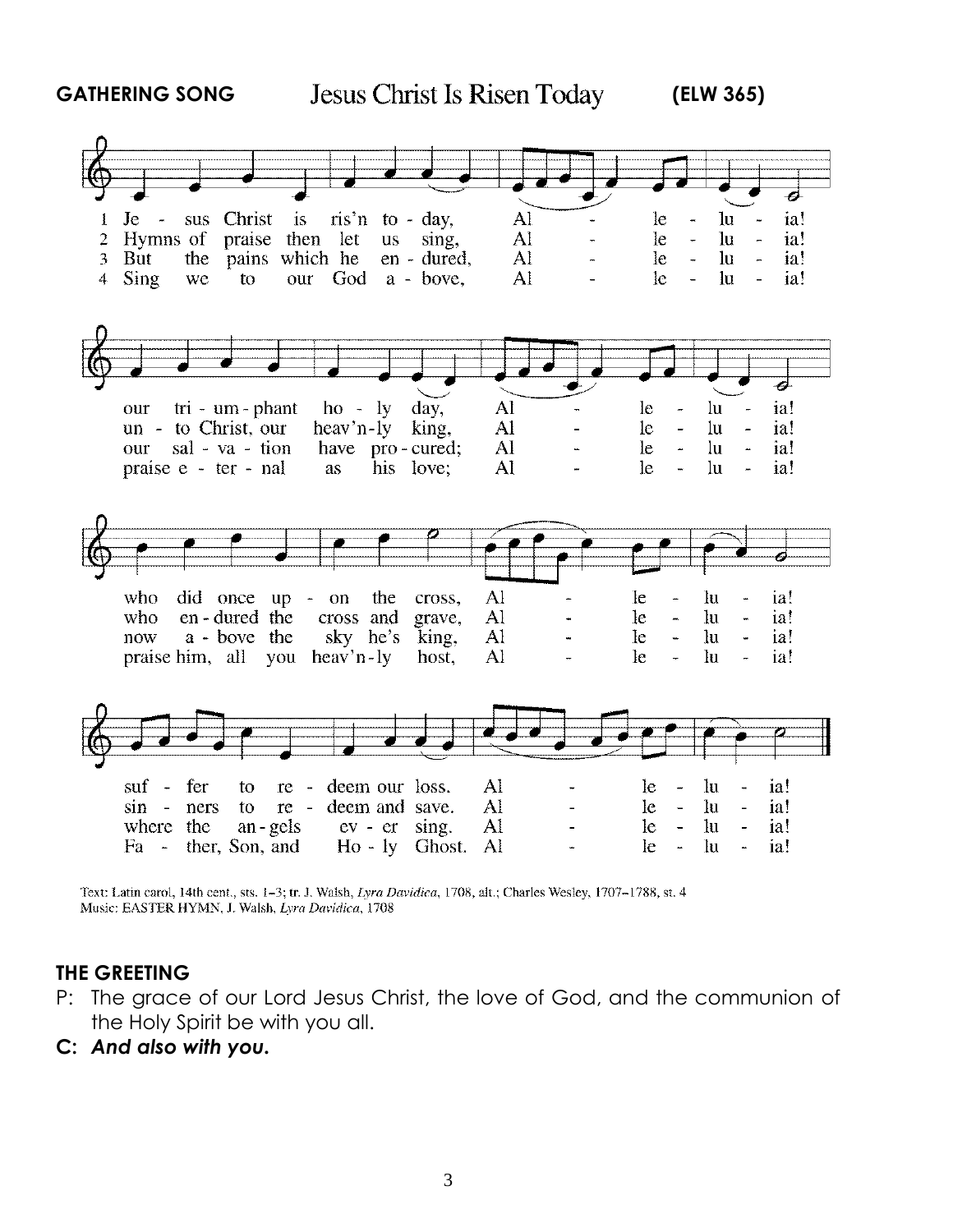**GATHERING SONG** Jesus Christ Is Risen Today **(ELW 365)**

1 Jesus Christ is ris'n today, Alleluia!
our triumphant holy day, Alleluia!
who did once upon the cross, Alleluia!
suffer to redeem our loss. Alleluia!

2 Hymns of praise then let us sing, Alleluia!
unto Christ, our heav'nly king, Alleluia!
who endured the cross and grave, Alleluia!
sinners to redeem and save. Alleluia!

3 But the pains which he endured, Alleluia!
our salvation have procured; Alleluia!
now above the sky he's king, Alleluia!
where the angels ever sing. Alleluia!

4 Sing we to our God above, Alleluia!
praise eternal as his love; Alleluia!
praise him, all you heav'nly host, Alleluia!
Father, Son, and Holy Ghost. Alleluia!

Text: Latin carol, 14th cent., sts. 1–3; tr. J. Walsh, *Lyra Davidica*, 1708, alt.; Charles Wesley, 1707–1788, st. 4
Music: EASTER HYMN, J. Walsh, *Lyra Davidica*, 1708

**THE GREETING**

P: The grace of our Lord Jesus Christ, the love of God, and the communion of the Holy Spirit be with you all.

**C: *And also with you.***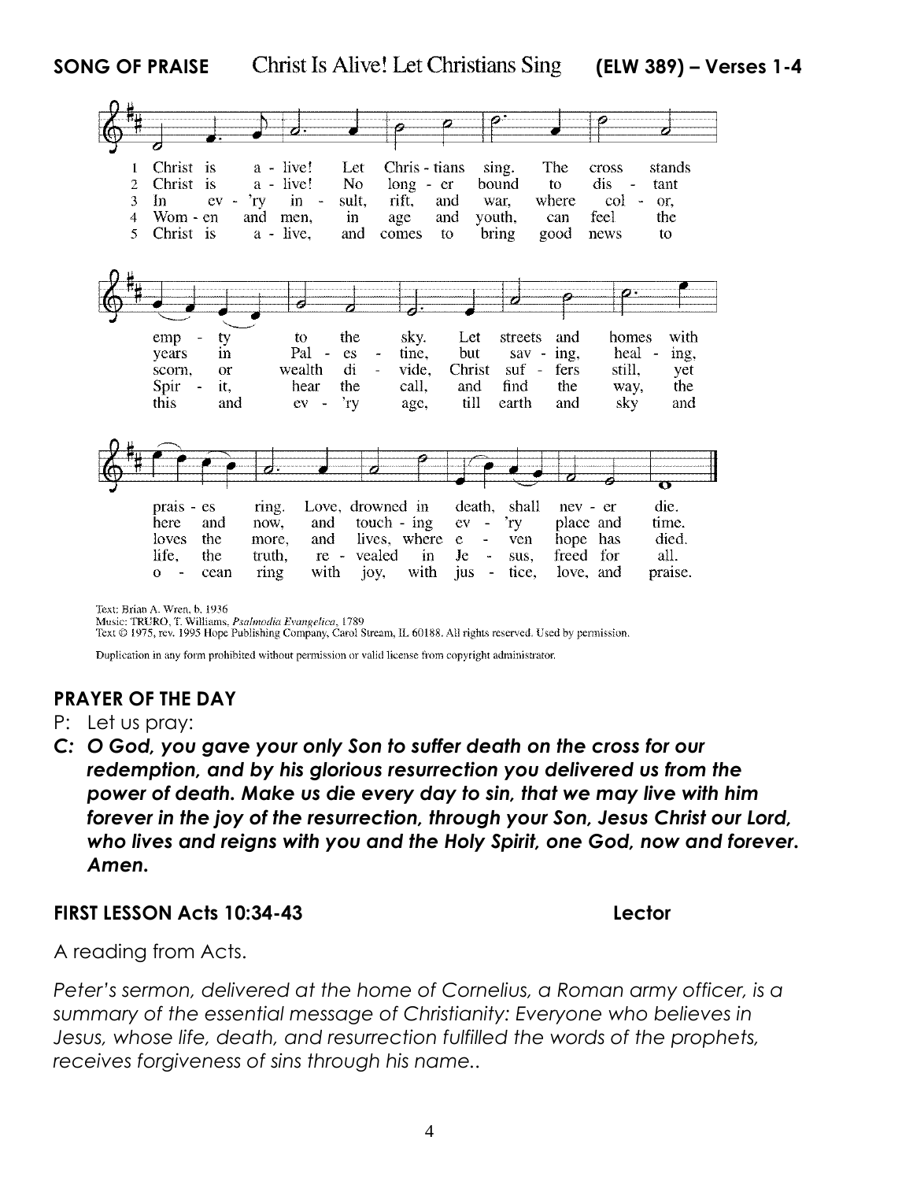**SONG OF PRAISE** Christ Is Alive! Let Christians Sing **(ELW 389) – Verses 1-4**

1 Christ is a - live! Let Chris - tians sing. The cross stands emp - ty to the sky. Let streets and homes with prais - es ring. Love, drowned in death, shall nev - er die.

2 Christ is a - live! No long - er bound to dis - tant years in Pal - es - tine, but sav - ing, heal - ing, here and now, and touch - ing ev - 'ry place and time.

3 In ev - 'ry in - sult, rift, and war, where col - or, scorn, or wealth di - vide, Christ suf - fers still, yet loves the more, and lives, where e - ven hope has died.

4 Wom - en and men, in age and youth, can feel the Spir - it, hear the call, and find the way, the life, the truth, re - vealed in Je - sus, freed for all.

5 Christ is a - live, and comes to bring good news to this and ev - 'ry age, till earth and sky and o - cean ring with joy, with jus - tice, love, and praise.

Text: Brian A. Wren, b. 1936
Music: TRURO, T. Williams, *Psalmodia Evangelica*, 1789
Text © 1975, rev. 1995 Hope Publishing Company, Carol Stream, IL 60188. All rights reserved. Used by permission.

Duplication in any form prohibited without permission or valid license from copyright administrator.

**PRAYER OF THE DAY**

P: Let us pray:

***C: O God, you gave your only Son to suffer death on the cross for our redemption, and by his glorious resurrection you delivered us from the power of death. Make us die every day to sin, that we may live with him forever in the joy of the resurrection, through your Son, Jesus Christ our Lord, who lives and reigns with you and the Holy Spirit, one God, now and forever. Amen.***

**FIRST LESSON Acts 10:34-43** **Lector**

A reading from Acts.

*Peter's sermon, delivered at the home of Cornelius, a Roman army officer, is a summary of the essential message of Christianity: Everyone who believes in Jesus, whose life, death, and resurrection fulfilled the words of the prophets, receives forgiveness of sins through his name..*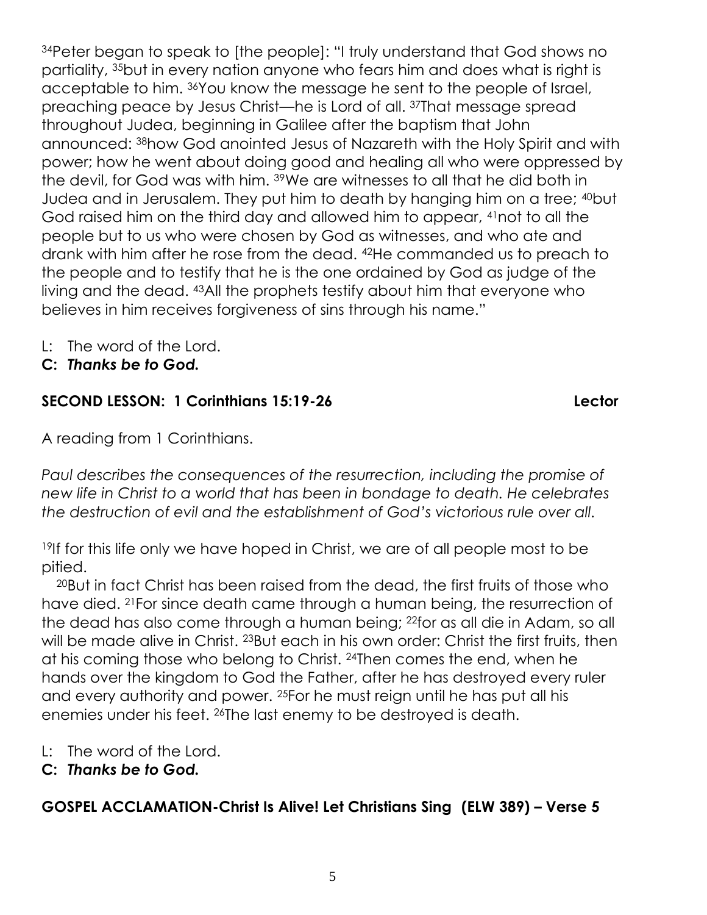[34]Peter began to speak to [the people]: "I truly understand that God shows no partiality, [35]but in every nation anyone who fears him and does what is right is acceptable to him. [36]You know the message he sent to the people of Israel, preaching peace by Jesus Christ—he is Lord of all. [37]That message spread throughout Judea, beginning in Galilee after the baptism that John announced: [38]how God anointed Jesus of Nazareth with the Holy Spirit and with power; how he went about doing good and healing all who were oppressed by the devil, for God was with him. [39]We are witnesses to all that he did both in Judea and in Jerusalem. They put him to death by hanging him on a tree; [40]but God raised him on the third day and allowed him to appear, [41]not to all the people but to us who were chosen by God as witnesses, and who ate and drank with him after he rose from the dead. [42]He commanded us to preach to the people and to testify that he is the one ordained by God as judge of the living and the dead. [43]All the prophets testify about him that everyone who believes in him receives forgiveness of sins through his name."

L: The word of the Lord.
**C:** ***Thanks be to God.***

**SECOND LESSON: 1 Corinthians 15:19-26 Lector**

A reading from 1 Corinthians.

*Paul describes the consequences of the resurrection, including the promise of new life in Christ to a world that has been in bondage to death. He celebrates the destruction of evil and the establishment of God's victorious rule over all.*

[19]If for this life only we have hoped in Christ, we are of all people most to be pitied.

[20]But in fact Christ has been raised from the dead, the first fruits of those who have died. [21]For since death came through a human being, the resurrection of the dead has also come through a human being; [22]for as all die in Adam, so all will be made alive in Christ. [23]But each in his own order: Christ the first fruits, then at his coming those who belong to Christ. [24]Then comes the end, when he hands over the kingdom to God the Father, after he has destroyed every ruler and every authority and power. [25]For he must reign until he has put all his enemies under his feet. [26]The last enemy to be destroyed is death.

L: The word of the Lord.
**C:** ***Thanks be to God.***

**GOSPEL ACCLAMATION-Christ Is Alive! Let Christians Sing (ELW 389) – Verse 5**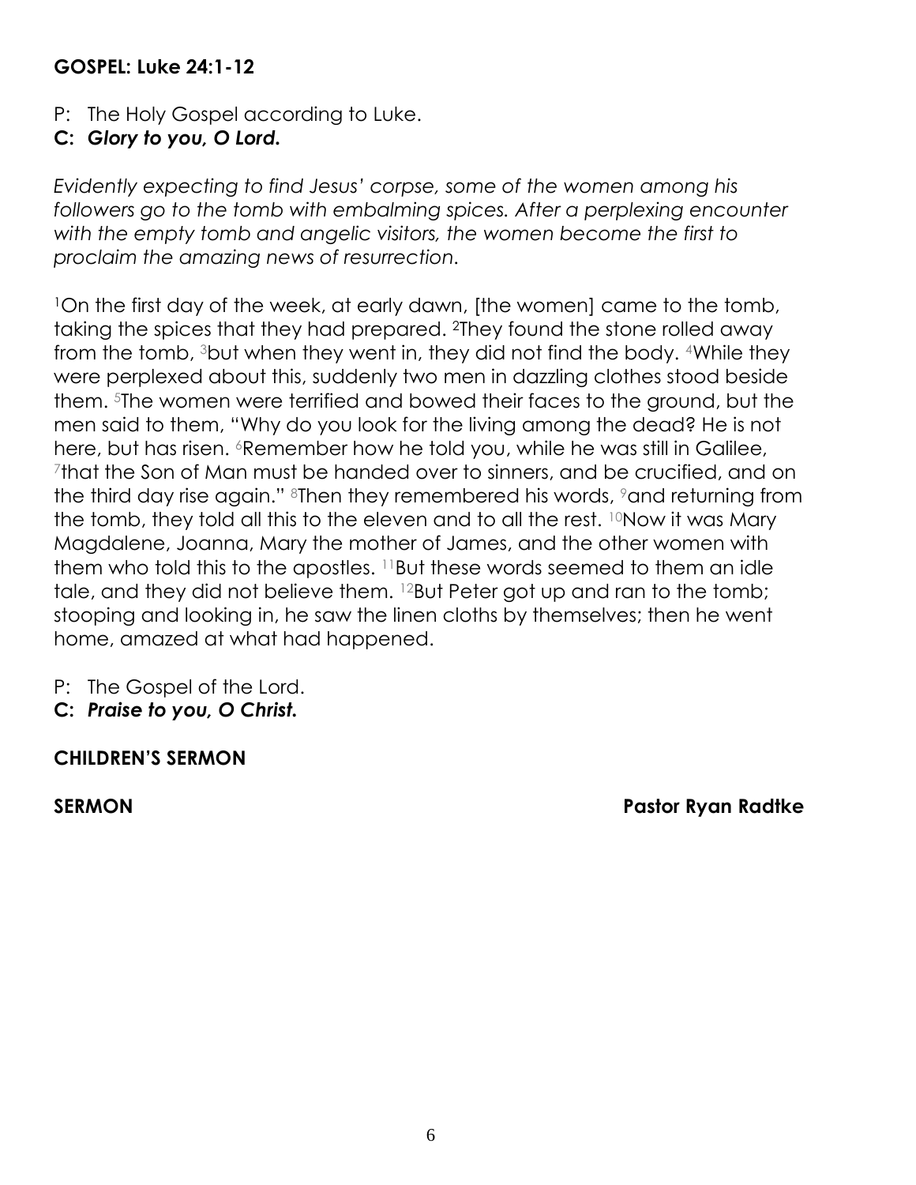**GOSPEL: Luke 24:1-12**

P: The Holy Gospel according to Luke.
**C: *Glory to you, O Lord.***

*Evidently expecting to find Jesus' corpse, some of the women among his followers go to the tomb with embalming spices. After a perplexing encounter with the empty tomb and angelic visitors, the women become the first to proclaim the amazing news of resurrection.*

[1]On the first day of the week, at early dawn, [the women] came to the tomb, taking the spices that they had prepared. [2]They found the stone rolled away from the tomb, [3]but when they went in, they did not find the body. [4]While they were perplexed about this, suddenly two men in dazzling clothes stood beside them. [5]The women were terrified and bowed their faces to the ground, but the men said to them, "Why do you look for the living among the dead? He is not here, but has risen. [6]Remember how he told you, while he was still in Galilee, [7]that the Son of Man must be handed over to sinners, and be crucified, and on the third day rise again." [8]Then they remembered his words, [9]and returning from the tomb, they told all this to the eleven and to all the rest. [10]Now it was Mary Magdalene, Joanna, Mary the mother of James, and the other women with them who told this to the apostles. [11]But these words seemed to them an idle tale, and they did not believe them. [12]But Peter got up and ran to the tomb; stooping and looking in, he saw the linen cloths by themselves; then he went home, amazed at what had happened.

P: The Gospel of the Lord.
**C: *Praise to you, O Christ.***

**CHILDREN'S SERMON**

**SERMON** **Pastor Ryan Radtke**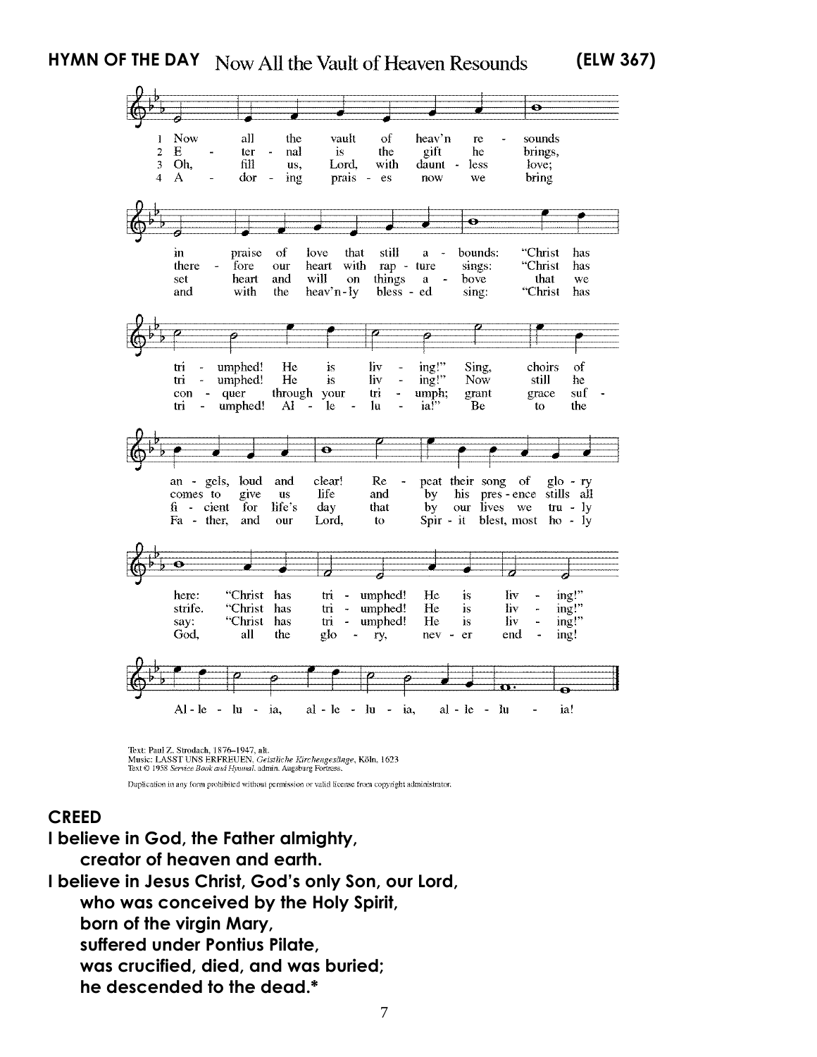**HYMN OF THE DAY** Now All the Vault of Heaven Resounds **(ELW 367)**

1 Now all the vault of heav'n resounds in praise of love that still abounds: "Christ has triumphed! He is living!" Sing, choirs of angels, loud and clear! Repeat their song of glory here: "Christ has triumphed! He is living!" Alleluia, alleluia, alleluia!

2 Eternal is the gift he brings, therefore our heart with rapture sings: "Christ has triumphed! He is living!" Now still he comes to give us life and by his presence stills all strife. "Christ has triumphed! He is living!" Alleluia, alleluia, alleluia!

3 Oh, fill us, Lord, with dauntless love; set heart and will on things above that we conquer through your triumph; grant grace sufficient for life's day that by our lives we truly say: "Christ has triumphed! He is living!" Alleluia, alleluia, alleluia!

4 Adoring praises now we bring and with the heav'nly blessed sing: "Christ has triumphed! Alleluia!" Be to the Father, and our Lord, to Spirit blest, most holy God, all the glory, never ending! Alleluia, alleluia, alleluia!

Text: Paul Z. Strodach, 1876–1947, alt.
Music: LASST UNS ERFREUEN, *Geistliche Kirchengesänge*, Köln, 1623
Text © 1958 *Service Book and Hymnal*, admin. Augsburg Fortress.

Duplication in any form prohibited without permission or valid license from copyright administrator.

## CREED

**I believe in God, the Father almighty,**
**creator of heaven and earth.**
**I believe in Jesus Christ, God's only Son, our Lord,**
**who was conceived by the Holy Spirit,**
**born of the virgin Mary,**
**suffered under Pontius Pilate,**
**was crucified, died, and was buried;**
**he descended to the dead.***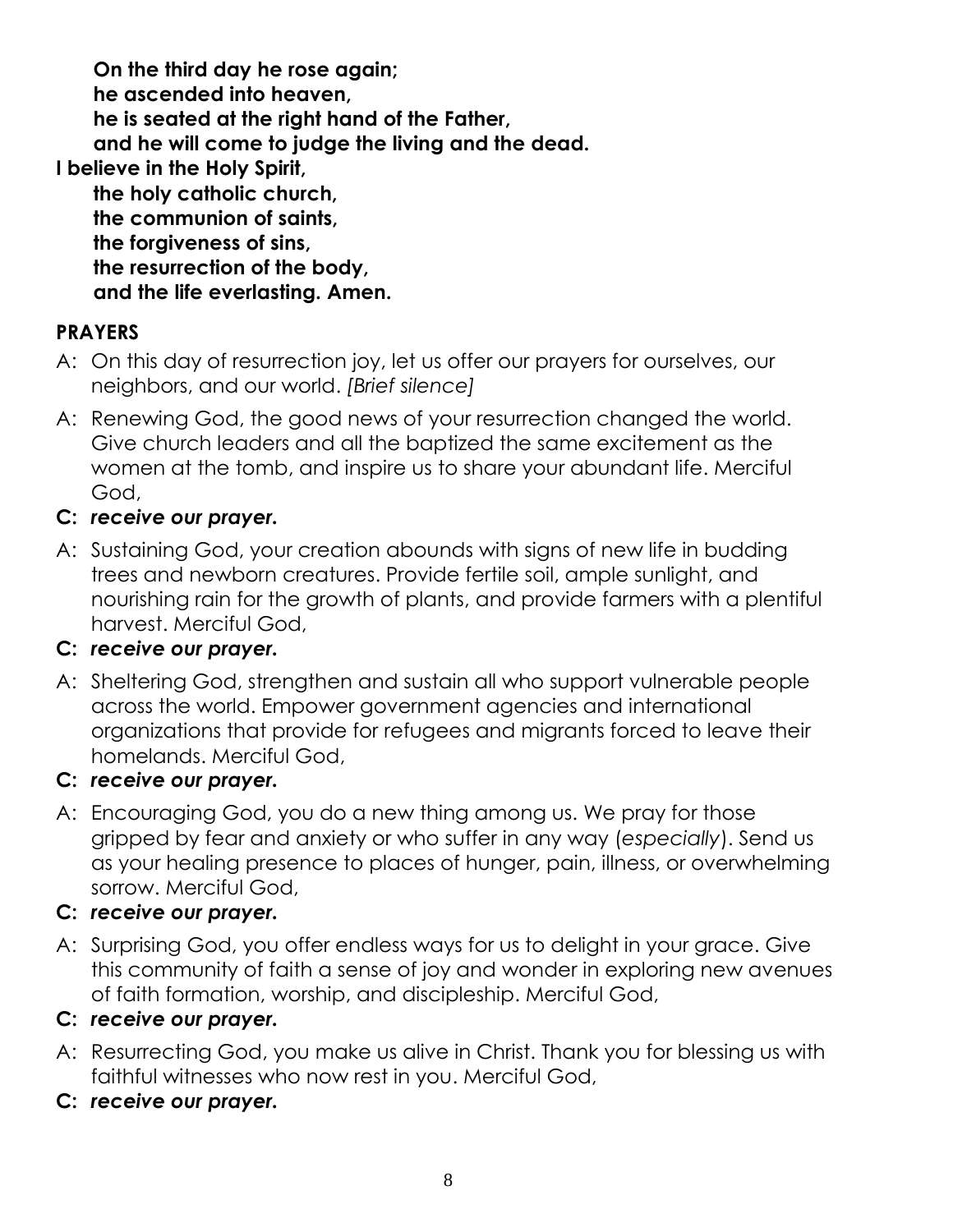**On the third day he rose again;**
**he ascended into heaven,**
**he is seated at the right hand of the Father,**
**and he will come to judge the living and the dead.**
**I believe in the Holy Spirit,**
**the holy catholic church,**
**the communion of saints,**
**the forgiveness of sins,**
**the resurrection of the body,**
**and the life everlasting. Amen.**

## PRAYERS

A: On this day of resurrection joy, let us offer our prayers for ourselves, our neighbors, and our world. *[Brief silence]*

A: Renewing God, the good news of your resurrection changed the world. Give church leaders and all the baptized the same excitement as the women at the tomb, and inspire us to share your abundant life. Merciful God,

**C:** ***receive our prayer.***

A: Sustaining God, your creation abounds with signs of new life in budding trees and newborn creatures. Provide fertile soil, ample sunlight, and nourishing rain for the growth of plants, and provide farmers with a plentiful harvest. Merciful God,

**C:** ***receive our prayer.***

A: Sheltering God, strengthen and sustain all who support vulnerable people across the world. Empower government agencies and international organizations that provide for refugees and migrants forced to leave their homelands. Merciful God,

**C:** ***receive our prayer.***

A: Encouraging God, you do a new thing among us. We pray for those gripped by fear and anxiety or who suffer in any way (*especially*). Send us as your healing presence to places of hunger, pain, illness, or overwhelming sorrow. Merciful God,

**C:** ***receive our prayer.***

A: Surprising God, you offer endless ways for us to delight in your grace. Give this community of faith a sense of joy and wonder in exploring new avenues of faith formation, worship, and discipleship. Merciful God,

**C:** ***receive our prayer.***

A: Resurrecting God, you make us alive in Christ. Thank you for blessing us with faithful witnesses who now rest in you. Merciful God,

**C:** ***receive our prayer.***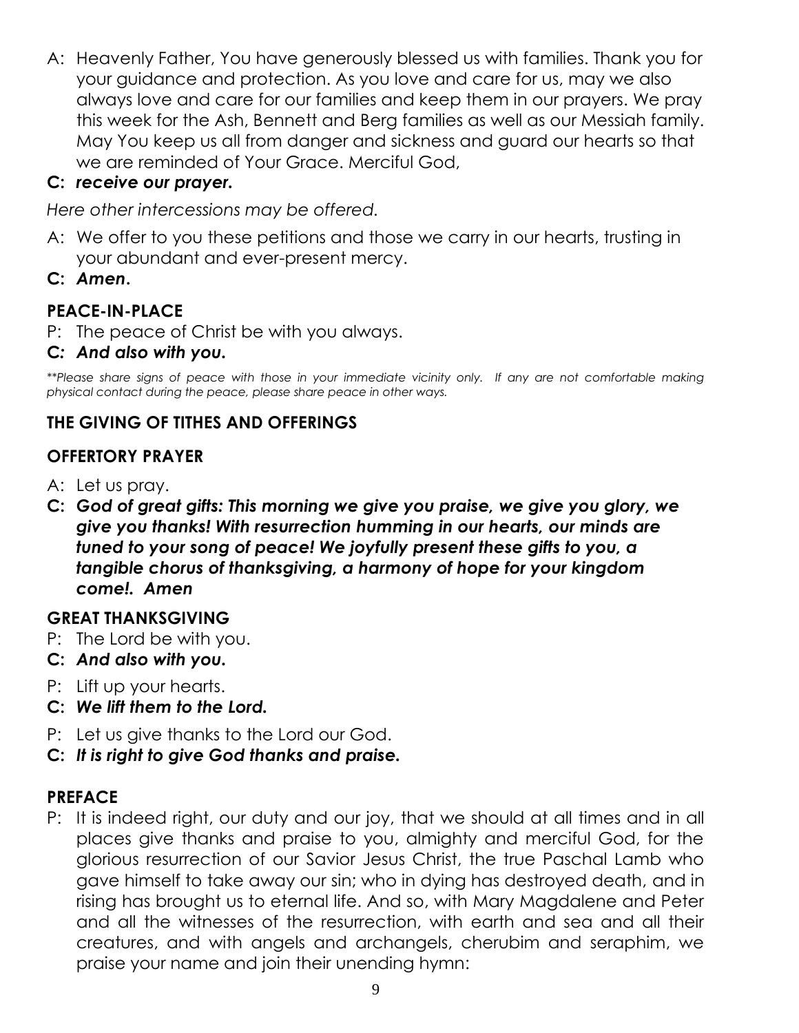A: Heavenly Father, You have generously blessed us with families. Thank you for your guidance and protection. As you love and care for us, may we also always love and care for our families and keep them in our prayers. We pray this week for the Ash, Bennett and Berg families as well as our Messiah family. May You keep us all from danger and sickness and guard our hearts so that we are reminded of Your Grace. Merciful God,

**C:** ***receive our prayer.***

*Here other intercessions may be offered.*

A: We offer to you these petitions and those we carry in our hearts, trusting in your abundant and ever-present mercy.

**C:** ***Amen.***

## PEACE-IN-PLACE

P: The peace of Christ be with you always.

***C: And also with you.***

*\*\*Please share signs of peace with those in your immediate vicinity only. If any are not comfortable making physical contact during the peace, please share peace in other ways.*

## THE GIVING OF TITHES AND OFFERINGS

## OFFERTORY PRAYER

A: Let us pray.

**C:** ***God of great gifts: This morning we give you praise, we give you glory, we give you thanks! With resurrection humming in our hearts, our minds are tuned to your song of peace! We joyfully present these gifts to you, a tangible chorus of thanksgiving, a harmony of hope for your kingdom come!. Amen***

## GREAT THANKSGIVING

P: The Lord be with you.

**C:** ***And also with you.***

P: Lift up your hearts.

**C:** ***We lift them to the Lord.***

P: Let us give thanks to the Lord our God.

**C:** ***It is right to give God thanks and praise.***

## PREFACE

P: It is indeed right, our duty and our joy, that we should at all times and in all places give thanks and praise to you, almighty and merciful God, for the glorious resurrection of our Savior Jesus Christ, the true Paschal Lamb who gave himself to take away our sin; who in dying has destroyed death, and in rising has brought us to eternal life. And so, with Mary Magdalene and Peter and all the witnesses of the resurrection, with earth and sea and all their creatures, and with angels and archangels, cherubim and seraphim, we praise your name and join their unending hymn: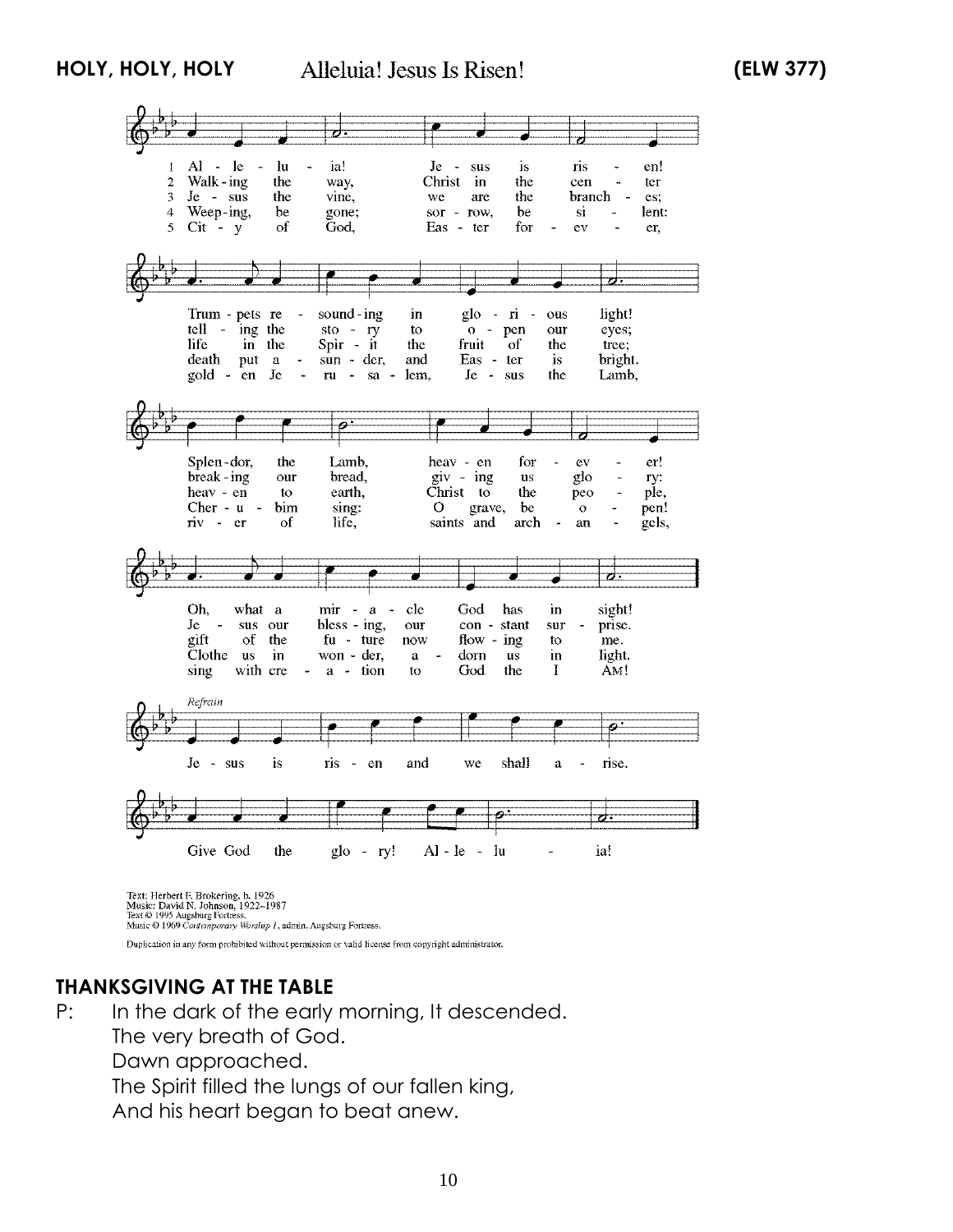**HOLY, HOLY, HOLY** Alleluia! Jesus Is Risen! **(ELW 377)**

1 Al - le - lu - ia! Je - sus is ris - en! Trum - pets re - sound - ing in glo - ri - ous light! Splen - dor, the Lamb, heav - en for - ev - er! Oh, what a mir - a - cle God has in sight!

2 Walk - ing the way, Christ in the cen - ter tell - ing the sto - ry to o - pen our eyes; break - ing our bread, giv - ing us glo - ry: Je - sus our bless - ing, our con - stant sur - prise.

3 Je - sus the vine, we are the branch - es; life in the Spir - it the fruit of the tree; heav - en to earth, Christ to the peo - ple, gift of the fu - ture now flow - ing to me.

4 Weep - ing, be gone; sor - row, be si - lent: death put a - sun - der, and Eas - ter is bright. Cher - u - bim sing: O grave, be o - pen! Clothe us in won - der, a - dorn us in light.

5 Cit - y of God, Eas - ter for - ev - er, gold - en Je - ru - sa - lem, Je - sus the Lamb, riv - er of life, saints and arch - an - gels, sing with cre - a - tion to God the I AM!

*Refrain*
Je - sus is ris - en and we shall a - rise. Give God the glo - ry! Al - le - lu - ia!

Text: Herbert F. Brokering, b. 1926
Music: David N. Johnson, 1922–1987
Text © 1995 Augsburg Fortress.
Music © 1969 *Contemporary Worship 1*, admin. Augsburg Fortress.

Duplication in any form prohibited without permission or valid license from copyright administrator.

## THANKSGIVING AT THE TABLE

P: In the dark of the early morning, It descended.
The very breath of God.
Dawn approached.
The Spirit filled the lungs of our fallen king,
And his heart began to beat anew.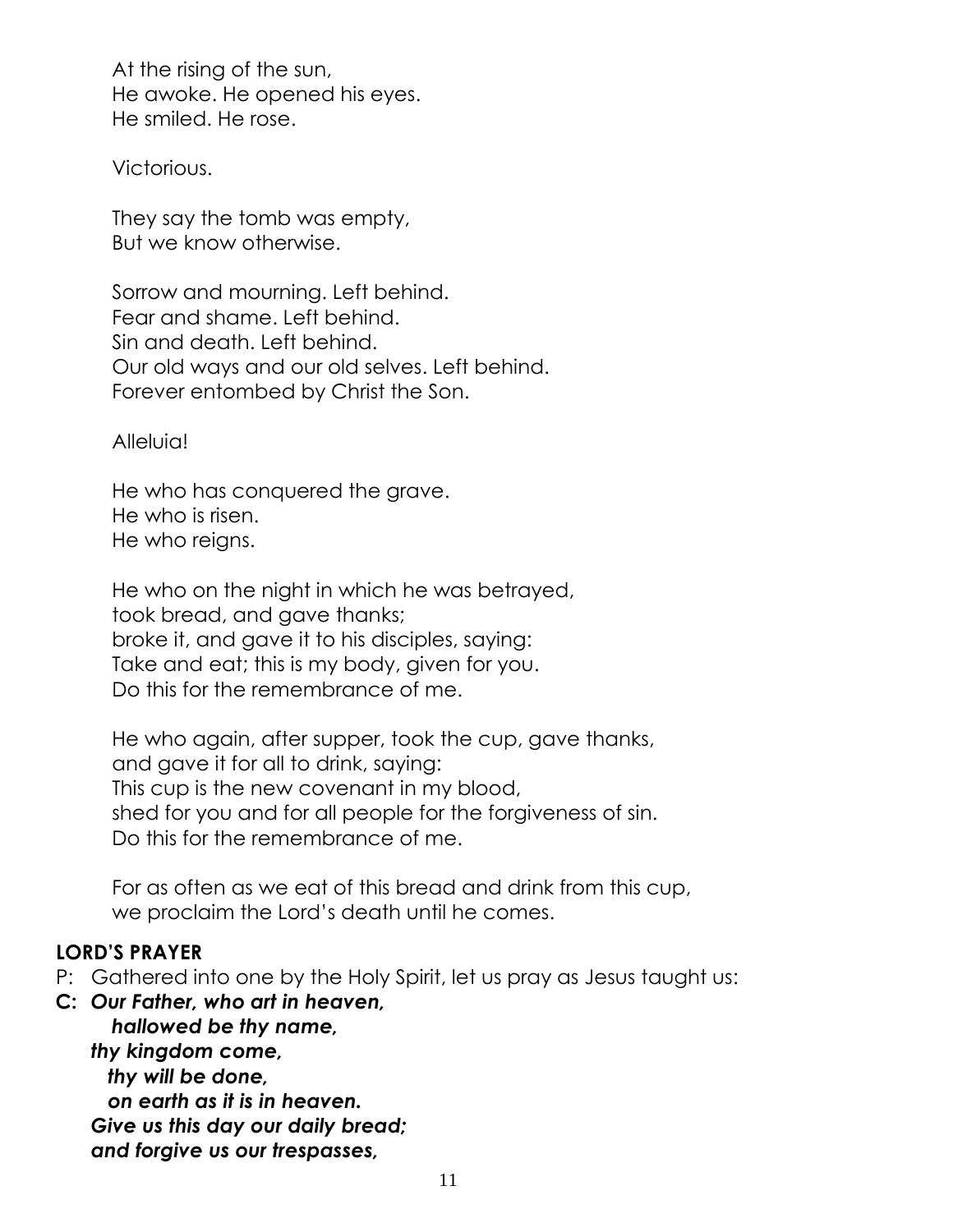At the rising of the sun,
He awoke. He opened his eyes.
He smiled. He rose.

Victorious.

They say the tomb was empty,
But we know otherwise.

Sorrow and mourning. Left behind.
Fear and shame. Left behind.
Sin and death. Left behind.
Our old ways and our old selves. Left behind.
Forever entombed by Christ the Son.

Alleluia!

He who has conquered the grave.
He who is risen.
He who reigns.

He who on the night in which he was betrayed,
took bread, and gave thanks;
broke it, and gave it to his disciples, saying:
Take and eat; this is my body, given for you.
Do this for the remembrance of me.

He who again, after supper, took the cup, gave thanks,
and gave it for all to drink, saying:
This cup is the new covenant in my blood,
shed for you and for all people for the forgiveness of sin.
Do this for the remembrance of me.

For as often as we eat of this bread and drink from this cup,
we proclaim the Lord's death until he comes.

**LORD'S PRAYER**

P: Gathered into one by the Holy Spirit, let us pray as Jesus taught us:

**C:** ***Our Father, who art in heaven,***
***hallowed be thy name,***
***thy kingdom come,***
***thy will be done,***
***on earth as it is in heaven.***
***Give us this day our daily bread;***
***and forgive us our trespasses,***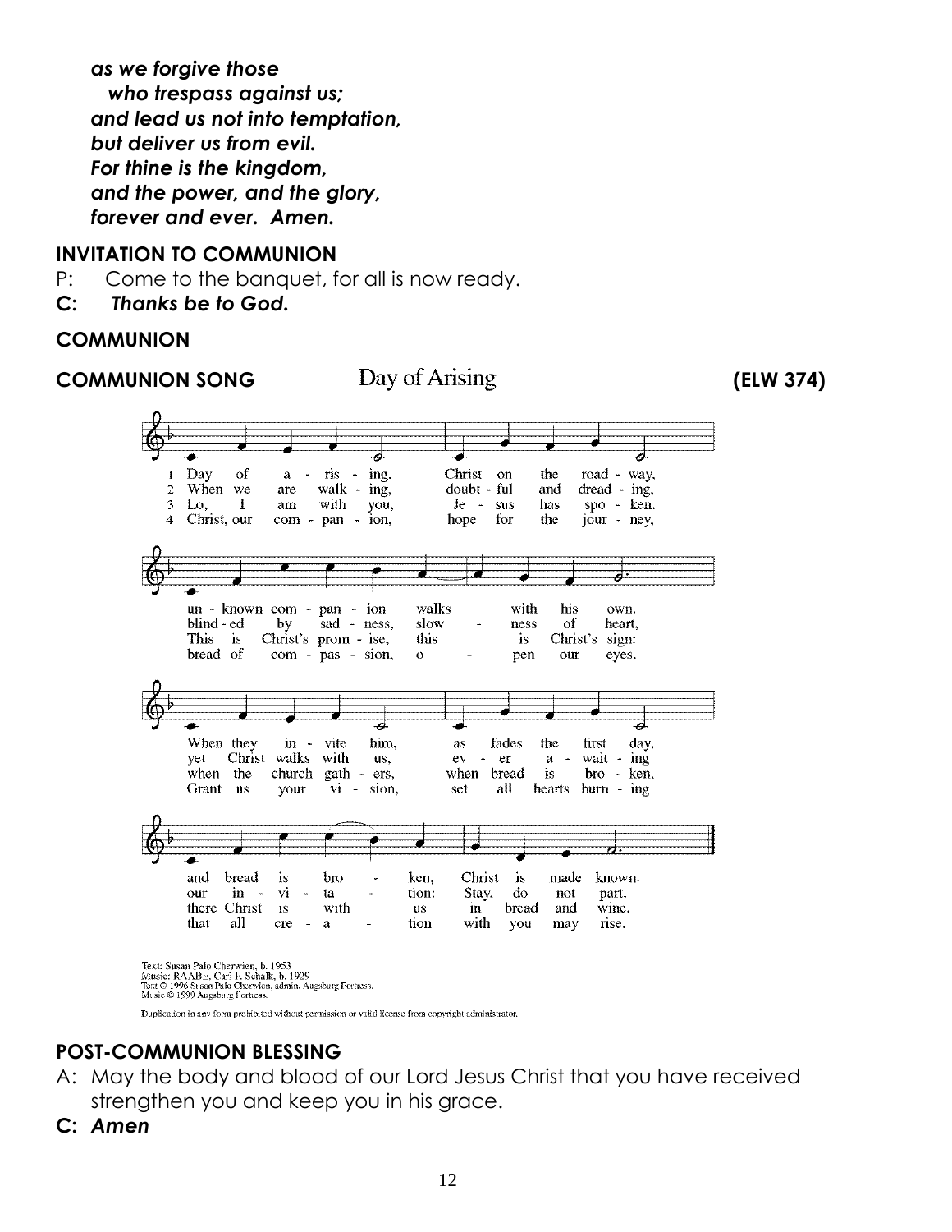***as we forgive those***
   ***who trespass against us;***
***and lead us not into temptation,***
***but deliver us from evil.***
***For thine is the kingdom,***
***and the power, and the glory,***
***forever and ever. Amen.***

**INVITATION TO COMMUNION**

P: Come to the banquet, for all is now ready.

**C: *Thanks be to God.***

**COMMUNION**

**COMMUNION SONG** Day of Arising **(ELW 374)**

1 Day of arising, Christ on the roadway, unknown companion walks with his own. When they invite him, as fades the first day, and bread is broken, Christ is made known.

2 When we are walking doubtful and dreading, blinded by sadness, slowness of heart, yet Christ walks with us, ever awaiting our invitation: Stay, do not part.

3 Lo, I am with you, Jesus has spoken. This is Christ's promise, this is Christ's sign: when the church gathers, when bread is broken, there Christ is with us in bread and wine.

4 Christ, our companion, hope for the journey, bread of compassion, open our eyes. Grant us your vision, set all hearts burning that all creation with you may rise.

Text: Susan Palo Cherwien, b. 1953
Music: RAABE, Carl F. Schalk, b. 1929
Text © 1996 Susan Palo Cherwien, admin. Augsburg Fortress.
Music © 1999 Augsburg Fortress.

Duplication in any form prohibited without permission or valid license from copyright administrator.

**POST-COMMUNION BLESSING**

A: May the body and blood of our Lord Jesus Christ that you have received strengthen you and keep you in his grace.

**C: *Amen***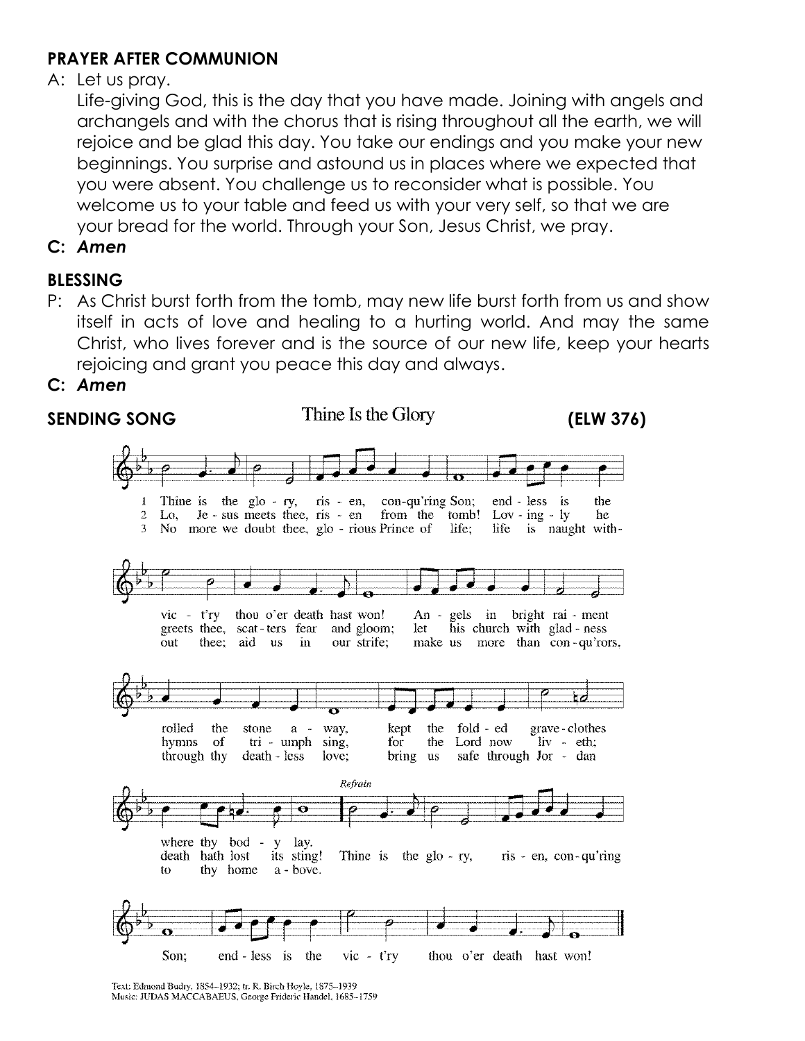**PRAYER AFTER COMMUNION**

A: Let us pray.
Life-giving God, this is the day that you have made. Joining with angels and archangels and with the chorus that is rising throughout all the earth, we will rejoice and be glad this day. You take our endings and you make your new beginnings. You surprise and astound us in places where we expected that you were absent. You challenge us to reconsider what is possible. You welcome us to your table and feed us with your very self, so that we are your bread for the world. Through your Son, Jesus Christ, we pray.

**C: *Amen***

**BLESSING**

P: As Christ burst forth from the tomb, may new life burst forth from us and show itself in acts of love and healing to a hurting world. And may the same Christ, who lives forever and is the source of our new life, keep your hearts rejoicing and grant you peace this day and always.

**C: *Amen***

**SENDING SONG** Thine Is the Glory **(ELW 376)**

1 Thine is the glory, risen, conqu'ring Son; endless is the vict'ry thou o'er death hast won! Angels in bright raiment rolled the stone away, kept the folded graveclothes where thy body lay.

2 Lo, Jesus meets thee, risen from the tomb! Lovingly he greets thee, scatters fear and gloom; let his church with gladness hymns of triumph sing, for the Lord now liveth; death hath lost its sting!

3 No more we doubt thee, glorious Prince of life; life is naught without thee; aid us in our strife; make us more than conqu'rors, through thy deathless love; bring us safe through Jordan to thy home above.

*Refrain*
Thine is the glory, risen, conqu'ring Son; endless is the vict'ry thou o'er death hast won!

Text: Edmond Budry, 1854–1932; tr. R. Birch Hoyle, 1875–1939
Music: JUDAS MACCABAEUS, George Frideric Handel, 1685–1759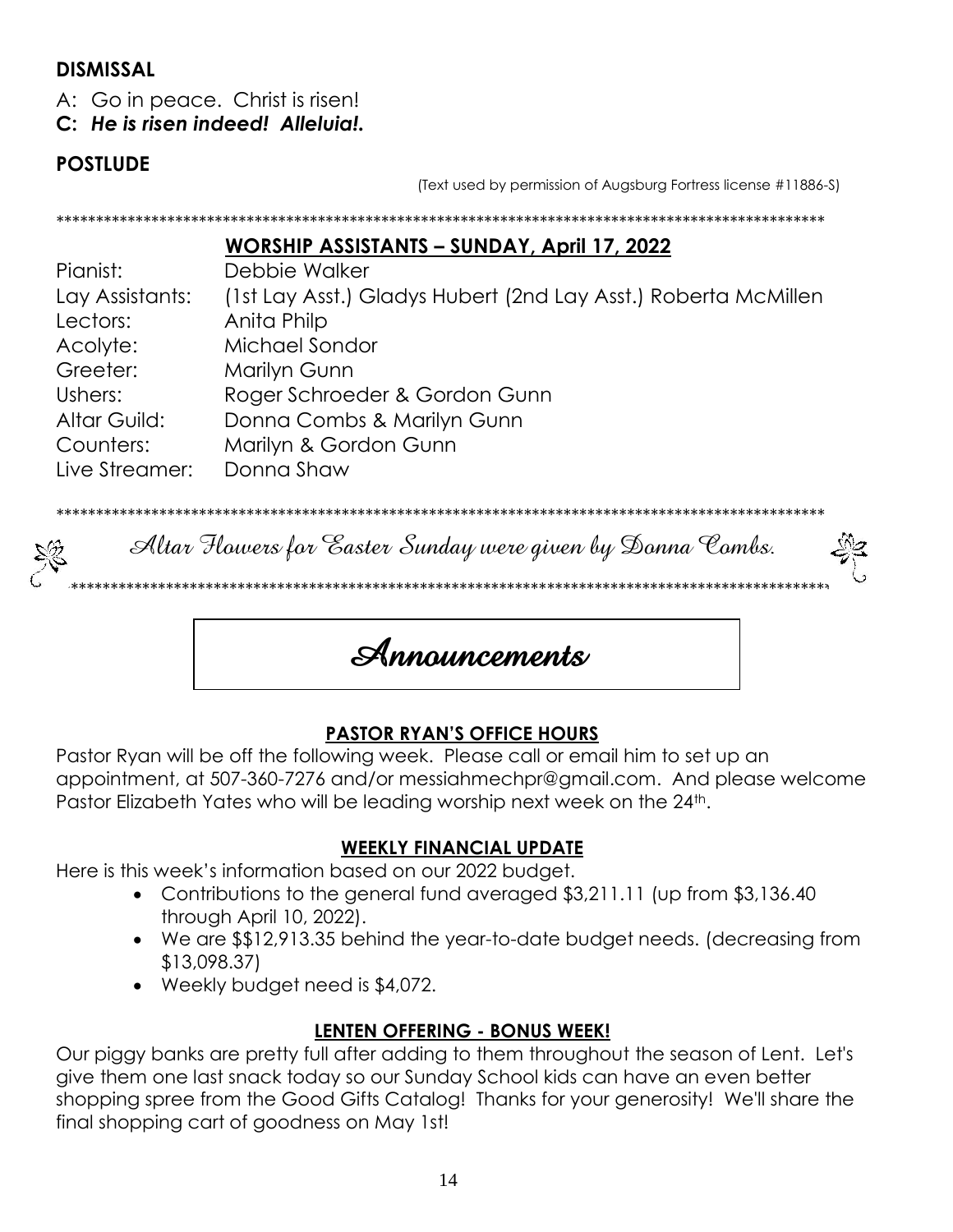## DISMISSAL

A: Go in peace. Christ is risen!

**C: *He is risen indeed! Alleluia!.***

## POSTLUDE

(Text used by permission of Augsburg Fortress license #11886-S)

****************************************************************************************************

### WORSHIP ASSISTANTS – SUNDAY, April 17, 2022

| | |
|---|---|
| Pianist: | Debbie Walker |
| Lay Assistants: | (1st Lay Asst.) Gladys Hubert (2nd Lay Asst.) Roberta McMillen |
| Lectors: | Anita Philp |
| Acolyte: | Michael Sondor |
| Greeter: | Marilyn Gunn |
| Ushers: | Roger Schroeder & Gordon Gunn |
| Altar Guild: | Donna Combs & Marilyn Gunn |
| Counters: | Marilyn & Gordon Gunn |
| Live Streamer: | Donna Shaw |

****************************************************************************************************

*Altar Flowers for Easter Sunday were given by Donna Combs.*

****************************************************************************************************

# Announcements

### PASTOR RYAN'S OFFICE HOURS

Pastor Ryan will be off the following week. Please call or email him to set up an appointment, at 507-360-7276 and/or messiahmechpr@gmail.com. And please welcome Pastor Elizabeth Yates who will be leading worship next week on the 24th.

### WEEKLY FINANCIAL UPDATE

Here is this week's information based on our 2022 budget.

- Contributions to the general fund averaged $3,211.11 (up from $3,136.40 through April 10, 2022).
- We are $$12,913.35 behind the year-to-date budget needs. (decreasing from $13,098.37)
- Weekly budget need is $4,072.

### LENTEN OFFERING - BONUS WEEK!

Our piggy banks are pretty full after adding to them throughout the season of Lent. Let's give them one last snack today so our Sunday School kids can have an even better shopping spree from the Good Gifts Catalog! Thanks for your generosity! We'll share the final shopping cart of goodness on May 1st!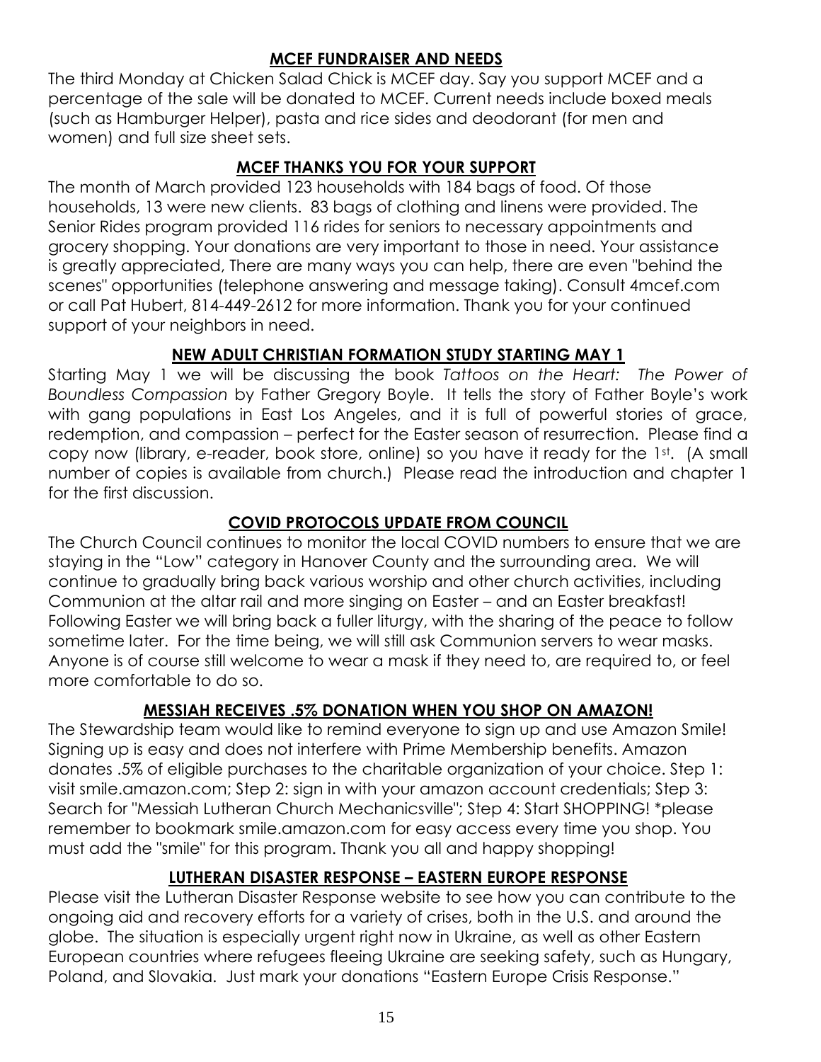## MCEF FUNDRAISER AND NEEDS

The third Monday at Chicken Salad Chick is MCEF day. Say you support MCEF and a percentage of the sale will be donated to MCEF. Current needs include boxed meals (such as Hamburger Helper), pasta and rice sides and deodorant (for men and women) and full size sheet sets.

## MCEF THANKS YOU FOR YOUR SUPPORT

The month of March provided 123 households with 184 bags of food. Of those households, 13 were new clients. 83 bags of clothing and linens were provided. The Senior Rides program provided 116 rides for seniors to necessary appointments and grocery shopping. Your donations are very important to those in need. Your assistance is greatly appreciated, There are many ways you can help, there are even "behind the scenes" opportunities (telephone answering and message taking). Consult 4mcef.com or call Pat Hubert, 814-449-2612 for more information. Thank you for your continued support of your neighbors in need.

## NEW ADULT CHRISTIAN FORMATION STUDY STARTING MAY 1

Starting May 1 we will be discussing the book *Tattoos on the Heart: The Power of Boundless Compassion* by Father Gregory Boyle. It tells the story of Father Boyle's work with gang populations in East Los Angeles, and it is full of powerful stories of grace, redemption, and compassion – perfect for the Easter season of resurrection. Please find a copy now (library, e-reader, book store, online) so you have it ready for the 1st. (A small number of copies is available from church.) Please read the introduction and chapter 1 for the first discussion.

## COVID PROTOCOLS UPDATE FROM COUNCIL

The Church Council continues to monitor the local COVID numbers to ensure that we are staying in the "Low" category in Hanover County and the surrounding area. We will continue to gradually bring back various worship and other church activities, including Communion at the altar rail and more singing on Easter – and an Easter breakfast! Following Easter we will bring back a fuller liturgy, with the sharing of the peace to follow sometime later. For the time being, we will still ask Communion servers to wear masks. Anyone is of course still welcome to wear a mask if they need to, are required to, or feel more comfortable to do so.

## MESSIAH RECEIVES .5% DONATION WHEN YOU SHOP ON AMAZON!

The Stewardship team would like to remind everyone to sign up and use Amazon Smile! Signing up is easy and does not interfere with Prime Membership benefits. Amazon donates .5% of eligible purchases to the charitable organization of your choice. Step 1: visit smile.amazon.com; Step 2: sign in with your amazon account credentials; Step 3: Search for "Messiah Lutheran Church Mechanicsville"; Step 4: Start SHOPPING! *please remember to bookmark smile.amazon.com for easy access every time you shop. You must add the "smile" for this program. Thank you all and happy shopping!

## LUTHERAN DISASTER RESPONSE – EASTERN EUROPE RESPONSE

Please visit the Lutheran Disaster Response website to see how you can contribute to the ongoing aid and recovery efforts for a variety of crises, both in the U.S. and around the globe. The situation is especially urgent right now in Ukraine, as well as other Eastern European countries where refugees fleeing Ukraine are seeking safety, such as Hungary, Poland, and Slovakia. Just mark your donations "Eastern Europe Crisis Response."